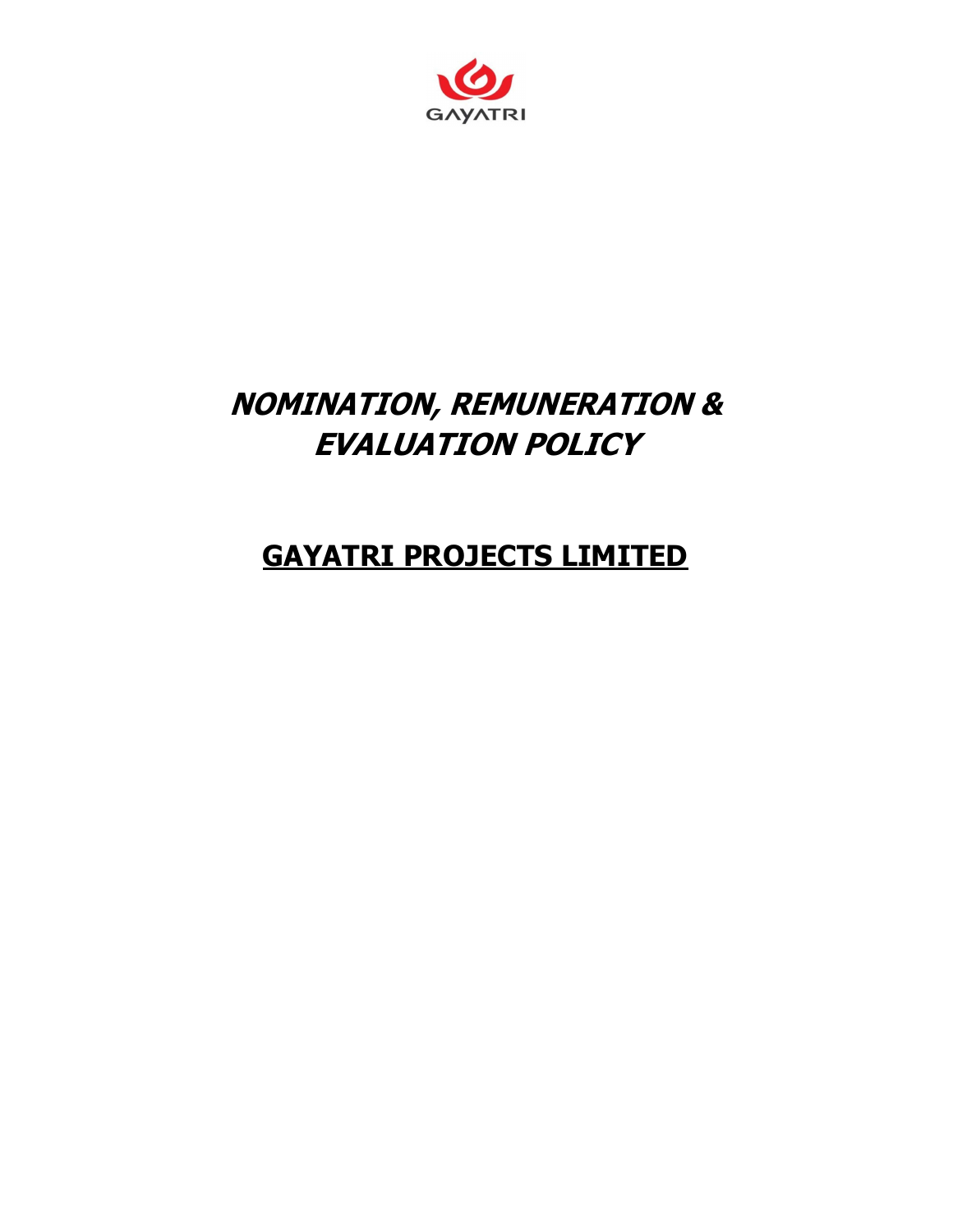GAYATRI

# *NOMINATION, REMUNERATION & EVALUATION POLICY*

## GAYATRI PROJECTS LIMITED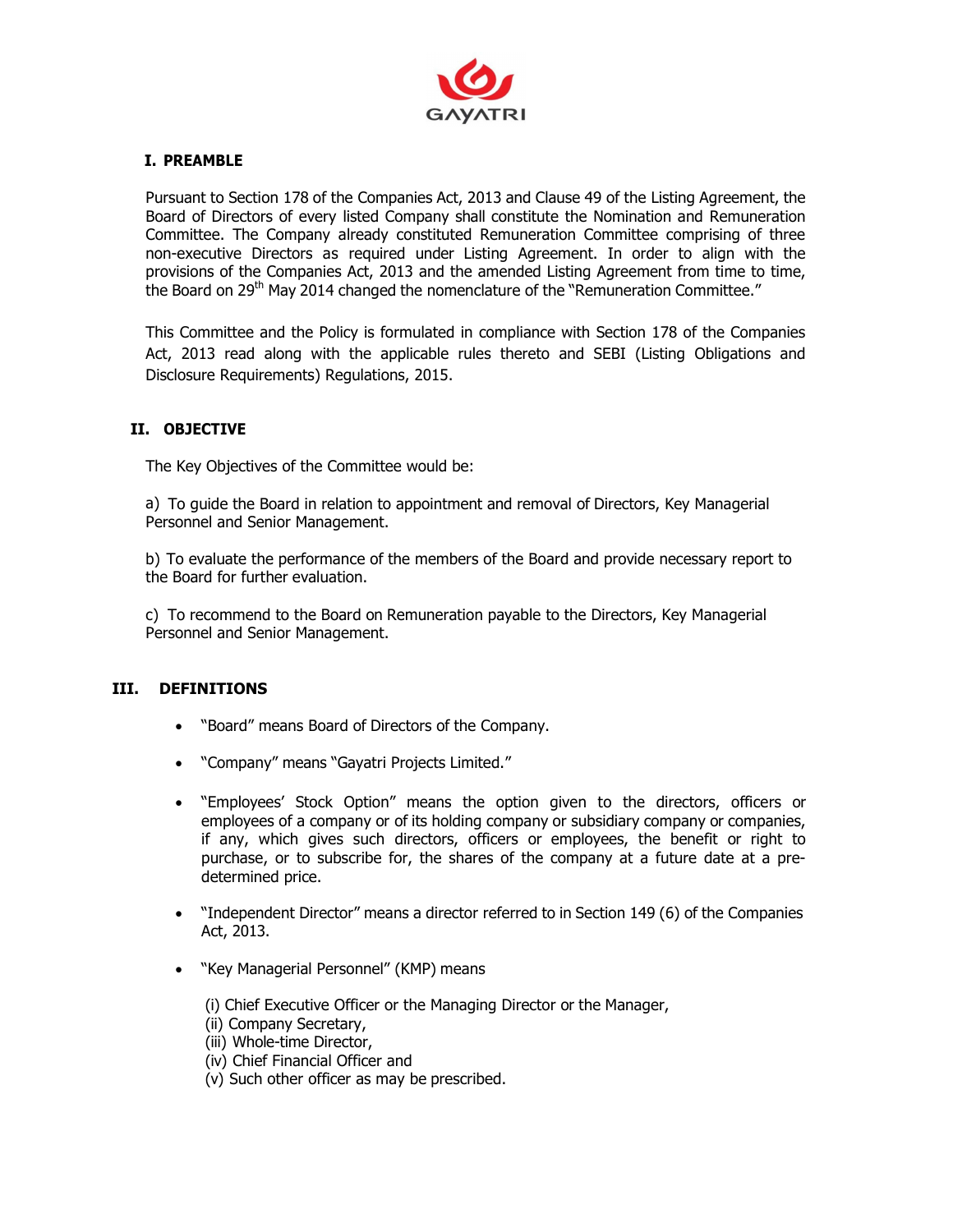## I. PREAMBLE

Pursuant to Section 178 of the Companies Act, 2013 and Clause 49 of the Listing Agreement, the Board of Directors of every listed Company shall constitute the Nomination and Remuneration Committee. The Company already constituted Remuneration Committee comprising of three non-executive Directors as required under Listing Agreement. In order to align with the provisions of the Companies Act, 2013 and the amended Listing Agreement from time to time, the Board on 29th May 2014 changed the nomenclature of the "Remuneration Committee."

This Committee and the Policy is formulated in compliance with Section 178 of the Companies Act, 2013 read along with the applicable rules thereto and SEBI (Listing Obligations and Disclosure Requirements) Regulations, 2015.

## II. OBJECTIVE

The Key Objectives of the Committee would be:

a) To guide the Board in relation to appointment and removal of Directors, Key Managerial Personnel and Senior Management.

b) To evaluate the performance of the members of the Board and provide necessary report to the Board for further evaluation.

c) To recommend to the Board on Remuneration payable to the Directors, Key Managerial Personnel and Senior Management.

## III. DEFINITIONS

- "Board" means Board of Directors of the Company.
- "Company" means "Gayatri Projects Limited."
- "Employees' Stock Option" means the option given to the directors, officers or employees of a company or of its holding company or subsidiary company or companies, if any, which gives such directors, officers or employees, the benefit or right to purchase, or to subscribe for, the shares of the company at a future date at a pre-determined price.
- "Independent Director" means a director referred to in Section 149 (6) of the Companies Act, 2013.
- "Key Managerial Personnel" (KMP) means

  (i) Chief Executive Officer or the Managing Director or the Manager,
  (ii) Company Secretary,
  (iii) Whole-time Director,
  (iv) Chief Financial Officer and
  (v) Such other officer as may be prescribed.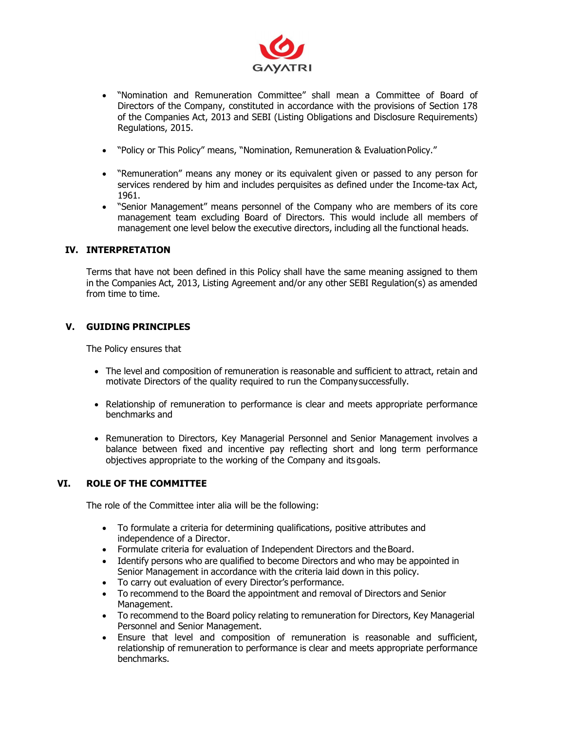- "Nomination and Remuneration Committee" shall mean a Committee of Board of Directors of the Company, constituted in accordance with the provisions of Section 178 of the Companies Act, 2013 and SEBI (Listing Obligations and Disclosure Requirements) Regulations, 2015.

- "Policy or This Policy" means, "Nomination, Remuneration & Evaluation Policy."

- "Remuneration" means any money or its equivalent given or passed to any person for services rendered by him and includes perquisites as defined under the Income-tax Act, 1961.
- "Senior Management" means personnel of the Company who are members of its core management team excluding Board of Directors. This would include all members of management one level below the executive directors, including all the functional heads.

## IV. INTERPRETATION

Terms that have not been defined in this Policy shall have the same meaning assigned to them in the Companies Act, 2013, Listing Agreement and/or any other SEBI Regulation(s) as amended from time to time.

## V. GUIDING PRINCIPLES

The Policy ensures that

- The level and composition of remuneration is reasonable and sufficient to attract, retain and motivate Directors of the quality required to run the Company successfully.

- Relationship of remuneration to performance is clear and meets appropriate performance benchmarks and

- Remuneration to Directors, Key Managerial Personnel and Senior Management involves a balance between fixed and incentive pay reflecting short and long term performance objectives appropriate to the working of the Company and its goals.

## VI. ROLE OF THE COMMITTEE

The role of the Committee inter alia will be the following:

- To formulate a criteria for determining qualifications, positive attributes and independence of a Director.
- Formulate criteria for evaluation of Independent Directors and the Board.
- Identify persons who are qualified to become Directors and who may be appointed in Senior Management in accordance with the criteria laid down in this policy.
- To carry out evaluation of every Director's performance.
- To recommend to the Board the appointment and removal of Directors and Senior Management.
- To recommend to the Board policy relating to remuneration for Directors, Key Managerial Personnel and Senior Management.
- Ensure that level and composition of remuneration is reasonable and sufficient, relationship of remuneration to performance is clear and meets appropriate performance benchmarks.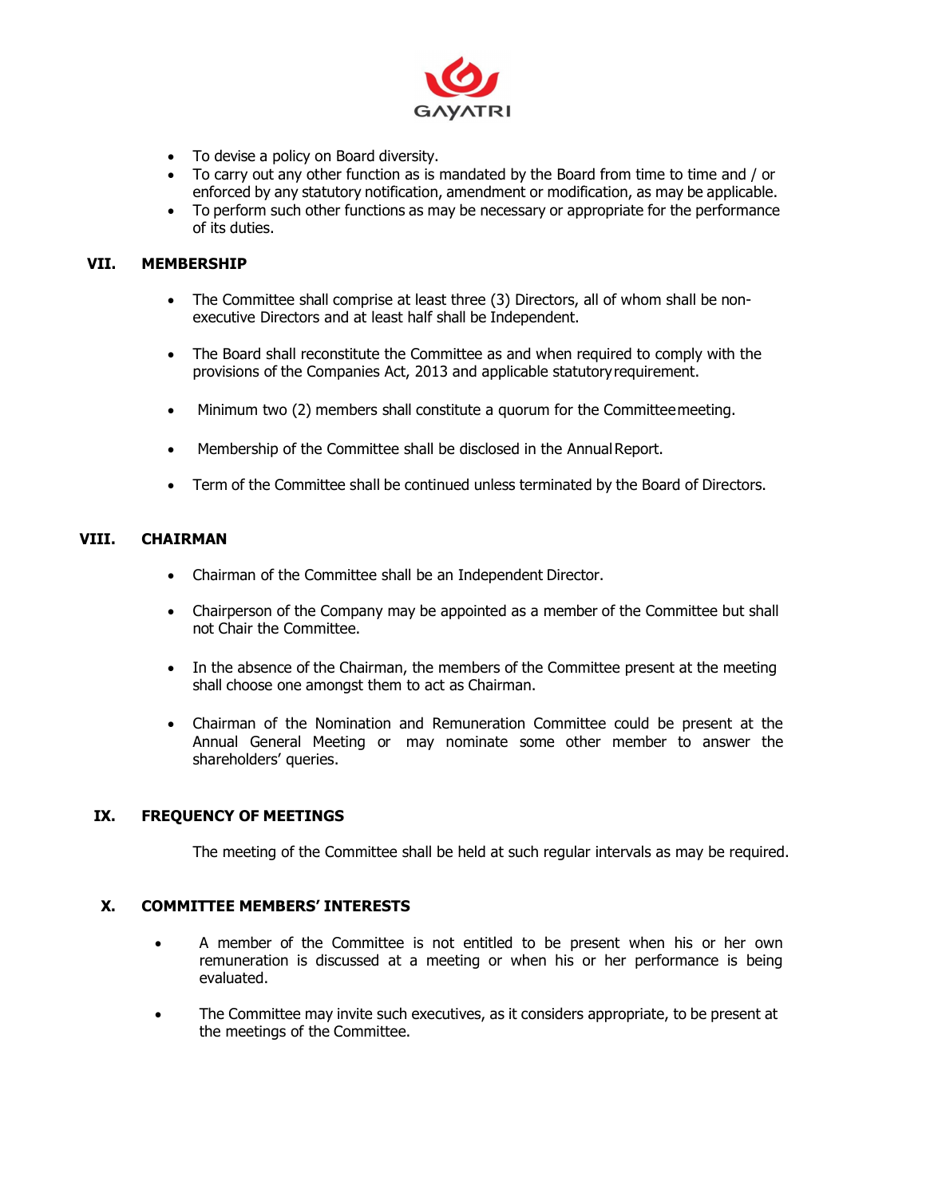- To devise a policy on Board diversity.
- To carry out any other function as is mandated by the Board from time to time and / or enforced by any statutory notification, amendment or modification, as may be applicable.
- To perform such other functions as may be necessary or appropriate for the performance of its duties.

## VII. MEMBERSHIP

- The Committee shall comprise at least three (3) Directors, all of whom shall be non-executive Directors and at least half shall be Independent.
- The Board shall reconstitute the Committee as and when required to comply with the provisions of the Companies Act, 2013 and applicable statutory requirement.
- Minimum two (2) members shall constitute a quorum for the Committee meeting.
- Membership of the Committee shall be disclosed in the Annual Report.
- Term of the Committee shall be continued unless terminated by the Board of Directors.

## VIII. CHAIRMAN

- Chairman of the Committee shall be an Independent Director.
- Chairperson of the Company may be appointed as a member of the Committee but shall not Chair the Committee.
- In the absence of the Chairman, the members of the Committee present at the meeting shall choose one amongst them to act as Chairman.
- Chairman of the Nomination and Remuneration Committee could be present at the Annual General Meeting or may nominate some other member to answer the shareholders' queries.

## IX. FREQUENCY OF MEETINGS

The meeting of the Committee shall be held at such regular intervals as may be required.

## X. COMMITTEE MEMBERS' INTERESTS

- A member of the Committee is not entitled to be present when his or her own remuneration is discussed at a meeting or when his or her performance is being evaluated.
- The Committee may invite such executives, as it considers appropriate, to be present at the meetings of the Committee.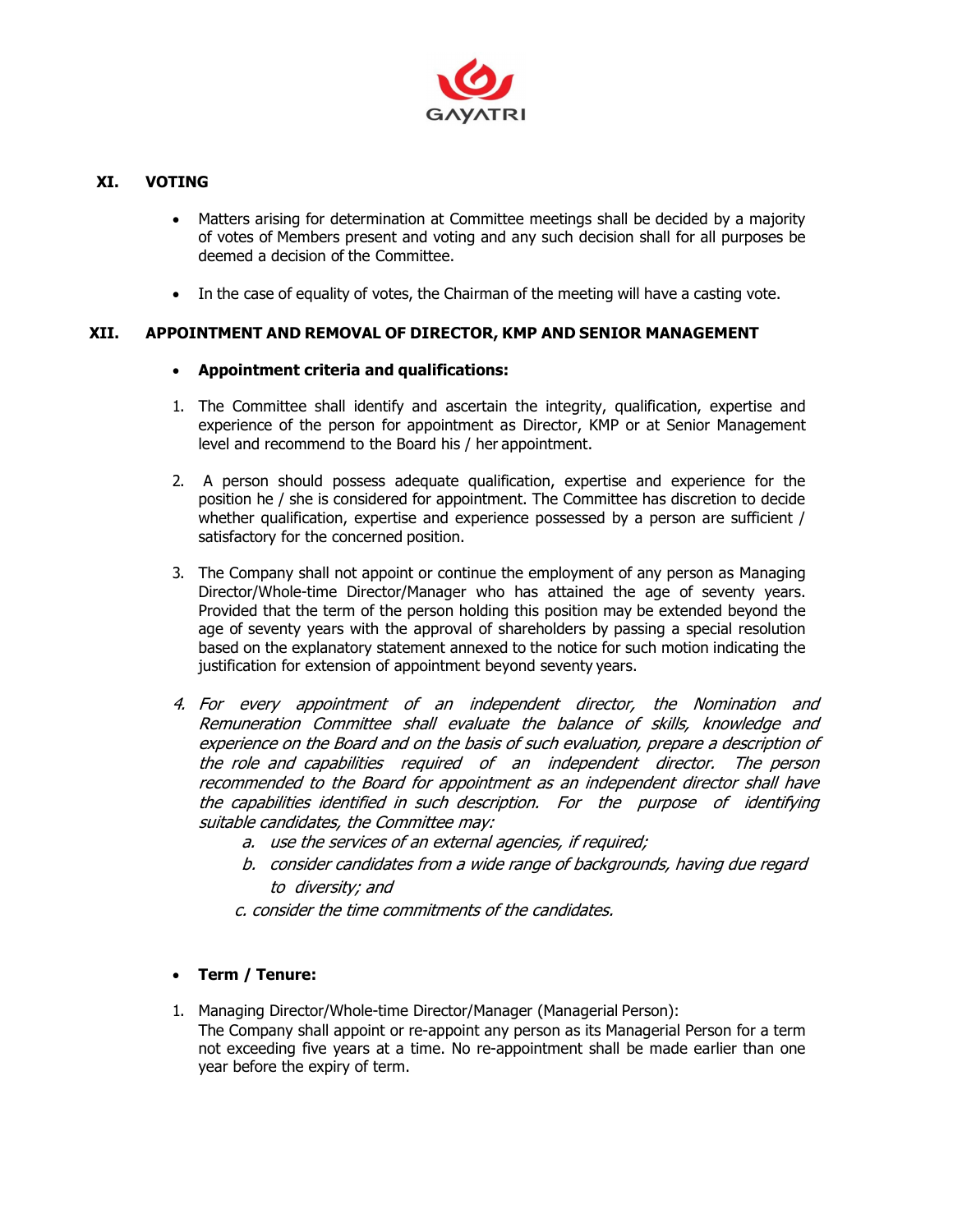## XI. VOTING

- Matters arising for determination at Committee meetings shall be decided by a majority of votes of Members present and voting and any such decision shall for all purposes be deemed a decision of the Committee.

- In the case of equality of votes, the Chairman of the meeting will have a casting vote.

## XII. APPOINTMENT AND REMOVAL OF DIRECTOR, KMP AND SENIOR MANAGEMENT

- **Appointment criteria and qualifications:**

1. The Committee shall identify and ascertain the integrity, qualification, expertise and experience of the person for appointment as Director, KMP or at Senior Management level and recommend to the Board his / her appointment.

2. A person should possess adequate qualification, expertise and experience for the position he / she is considered for appointment. The Committee has discretion to decide whether qualification, expertise and experience possessed by a person are sufficient / satisfactory for the concerned position.

3. The Company shall not appoint or continue the employment of any person as Managing Director/Whole-time Director/Manager who has attained the age of seventy years. Provided that the term of the person holding this position may be extended beyond the age of seventy years with the approval of shareholders by passing a special resolution based on the explanatory statement annexed to the notice for such motion indicating the justification for extension of appointment beyond seventy years.

4. *For every appointment of an independent director, the Nomination and Remuneration Committee shall evaluate the balance of skills, knowledge and experience on the Board and on the basis of such evaluation, prepare a description of the role and capabilities required of an independent director. The person recommended to the Board for appointment as an independent director shall have the capabilities identified in such description. For the purpose of identifying suitable candidates, the Committee may:*
   a. *use the services of an external agencies, if required;*
   b. *consider candidates from a wide range of backgrounds, having due regard to diversity; and*
   c. *consider the time commitments of the candidates.*

- **Term / Tenure:**

1. Managing Director/Whole-time Director/Manager (Managerial Person):
   The Company shall appoint or re-appoint any person as its Managerial Person for a term not exceeding five years at a time. No re-appointment shall be made earlier than one year before the expiry of term.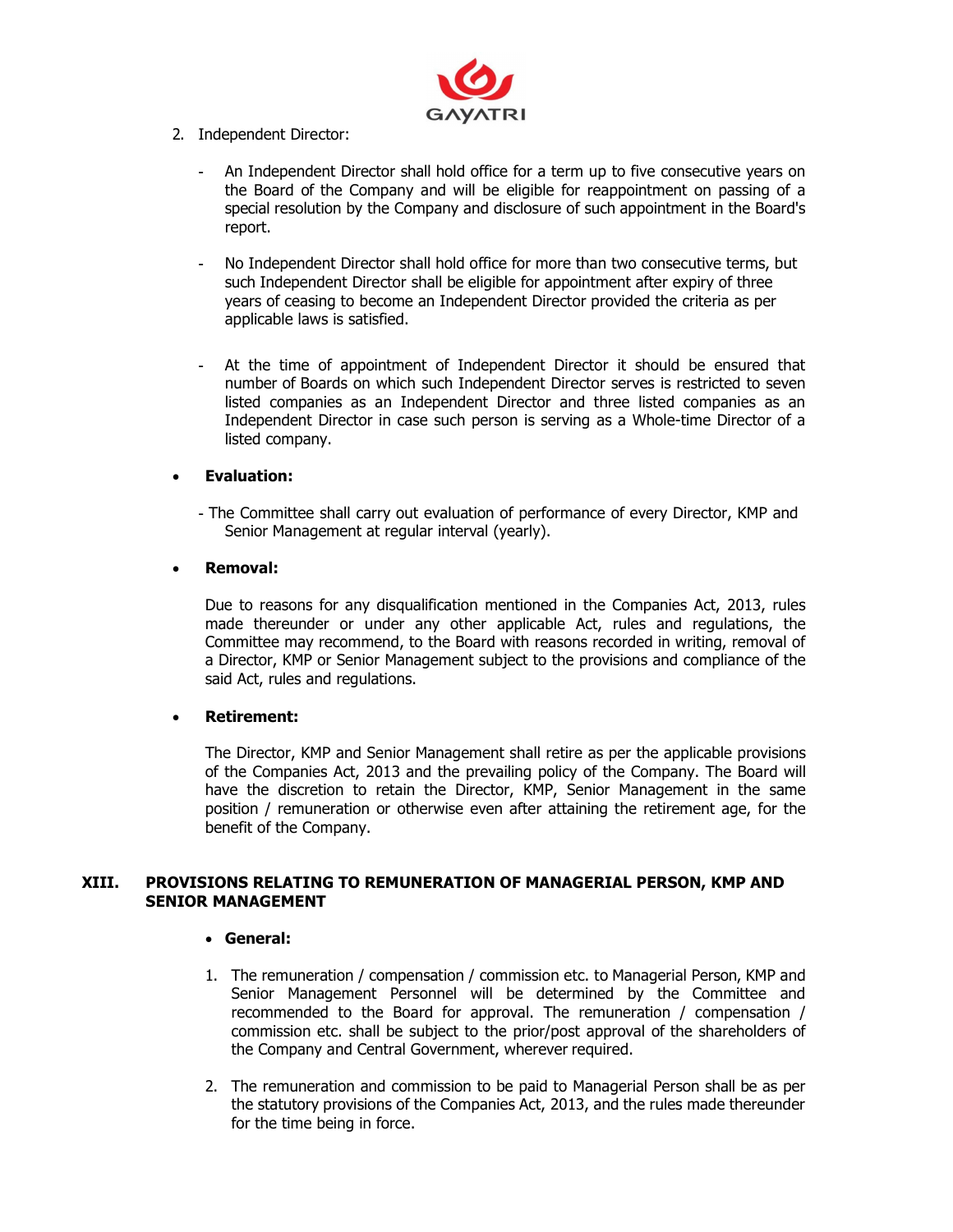2. Independent Director:

   - An Independent Director shall hold office for a term up to five consecutive years on the Board of the Company and will be eligible for reappointment on passing of a special resolution by the Company and disclosure of such appointment in the Board's report.

   - No Independent Director shall hold office for more than two consecutive terms, but such Independent Director shall be eligible for appointment after expiry of three years of ceasing to become an Independent Director provided the criteria as per applicable laws is satisfied.

   - At the time of appointment of Independent Director it should be ensured that number of Boards on which such Independent Director serves is restricted to seven listed companies as an Independent Director and three listed companies as an Independent Director in case such person is serving as a Whole-time Director of a listed company.

- **Evaluation:**

  - The Committee shall carry out evaluation of performance of every Director, KMP and Senior Management at regular interval (yearly).

- **Removal:**

  Due to reasons for any disqualification mentioned in the Companies Act, 2013, rules made thereunder or under any other applicable Act, rules and regulations, the Committee may recommend, to the Board with reasons recorded in writing, removal of a Director, KMP or Senior Management subject to the provisions and compliance of the said Act, rules and regulations.

- **Retirement:**

  The Director, KMP and Senior Management shall retire as per the applicable provisions of the Companies Act, 2013 and the prevailing policy of the Company. The Board will have the discretion to retain the Director, KMP, Senior Management in the same position / remuneration or otherwise even after attaining the retirement age, for the benefit of the Company.

## XIII. PROVISIONS RELATING TO REMUNERATION OF MANAGERIAL PERSON, KMP AND SENIOR MANAGEMENT

- **General:**

1. The remuneration / compensation / commission etc. to Managerial Person, KMP and Senior Management Personnel will be determined by the Committee and recommended to the Board for approval. The remuneration / compensation / commission etc. shall be subject to the prior/post approval of the shareholders of the Company and Central Government, wherever required.

2. The remuneration and commission to be paid to Managerial Person shall be as per the statutory provisions of the Companies Act, 2013, and the rules made thereunder for the time being in force.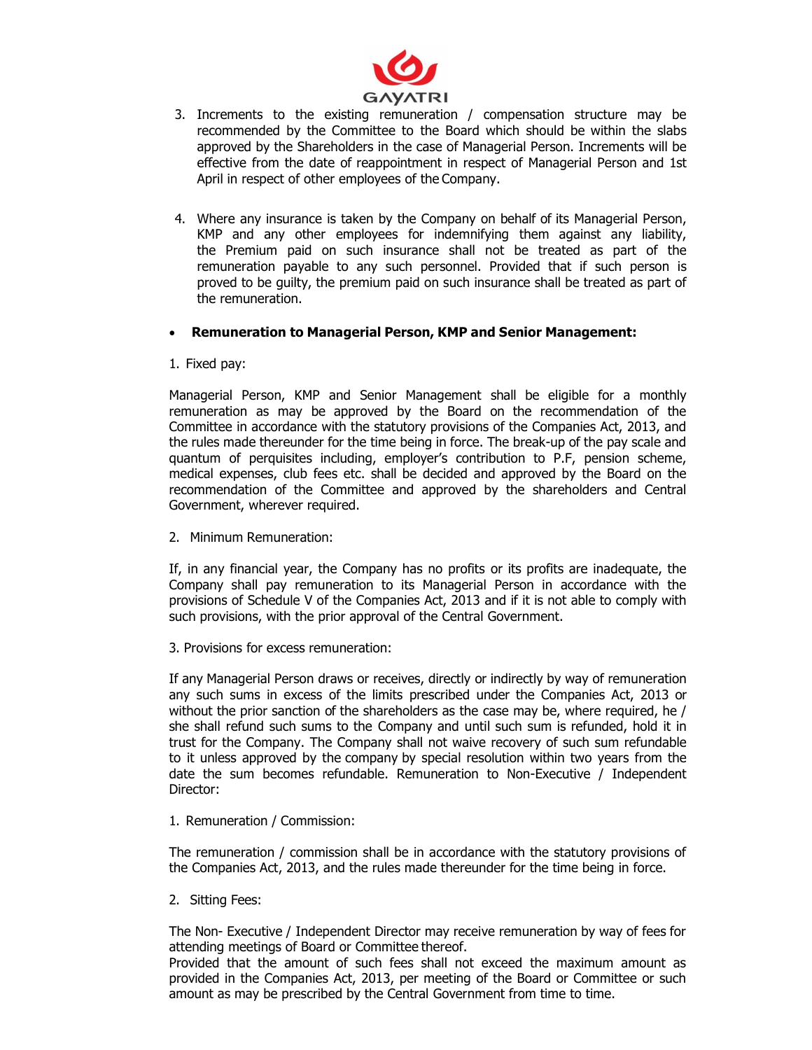3. Increments to the existing remuneration / compensation structure may be recommended by the Committee to the Board which should be within the slabs approved by the Shareholders in the case of Managerial Person. Increments will be effective from the date of reappointment in respect of Managerial Person and 1st April in respect of other employees of the Company.

4. Where any insurance is taken by the Company on behalf of its Managerial Person, KMP and any other employees for indemnifying them against any liability, the Premium paid on such insurance shall not be treated as part of the remuneration payable to any such personnel. Provided that if such person is proved to be guilty, the premium paid on such insurance shall be treated as part of the remuneration.

- **Remuneration to Managerial Person, KMP and Senior Management:**

1. Fixed pay:

Managerial Person, KMP and Senior Management shall be eligible for a monthly remuneration as may be approved by the Board on the recommendation of the Committee in accordance with the statutory provisions of the Companies Act, 2013, and the rules made thereunder for the time being in force. The break-up of the pay scale and quantum of perquisites including, employer's contribution to P.F, pension scheme, medical expenses, club fees etc. shall be decided and approved by the Board on the recommendation of the Committee and approved by the shareholders and Central Government, wherever required.

2. Minimum Remuneration:

If, in any financial year, the Company has no profits or its profits are inadequate, the Company shall pay remuneration to its Managerial Person in accordance with the provisions of Schedule V of the Companies Act, 2013 and if it is not able to comply with such provisions, with the prior approval of the Central Government.

3. Provisions for excess remuneration:

If any Managerial Person draws or receives, directly or indirectly by way of remuneration any such sums in excess of the limits prescribed under the Companies Act, 2013 or without the prior sanction of the shareholders as the case may be, where required, he / she shall refund such sums to the Company and until such sum is refunded, hold it in trust for the Company. The Company shall not waive recovery of such sum refundable to it unless approved by the company by special resolution within two years from the date the sum becomes refundable. Remuneration to Non-Executive / Independent Director:

1. Remuneration / Commission:

The remuneration / commission shall be in accordance with the statutory provisions of the Companies Act, 2013, and the rules made thereunder for the time being in force.

2. Sitting Fees:

The Non- Executive / Independent Director may receive remuneration by way of fees for attending meetings of Board or Committee thereof.
Provided that the amount of such fees shall not exceed the maximum amount as provided in the Companies Act, 2013, per meeting of the Board or Committee or such amount as may be prescribed by the Central Government from time to time.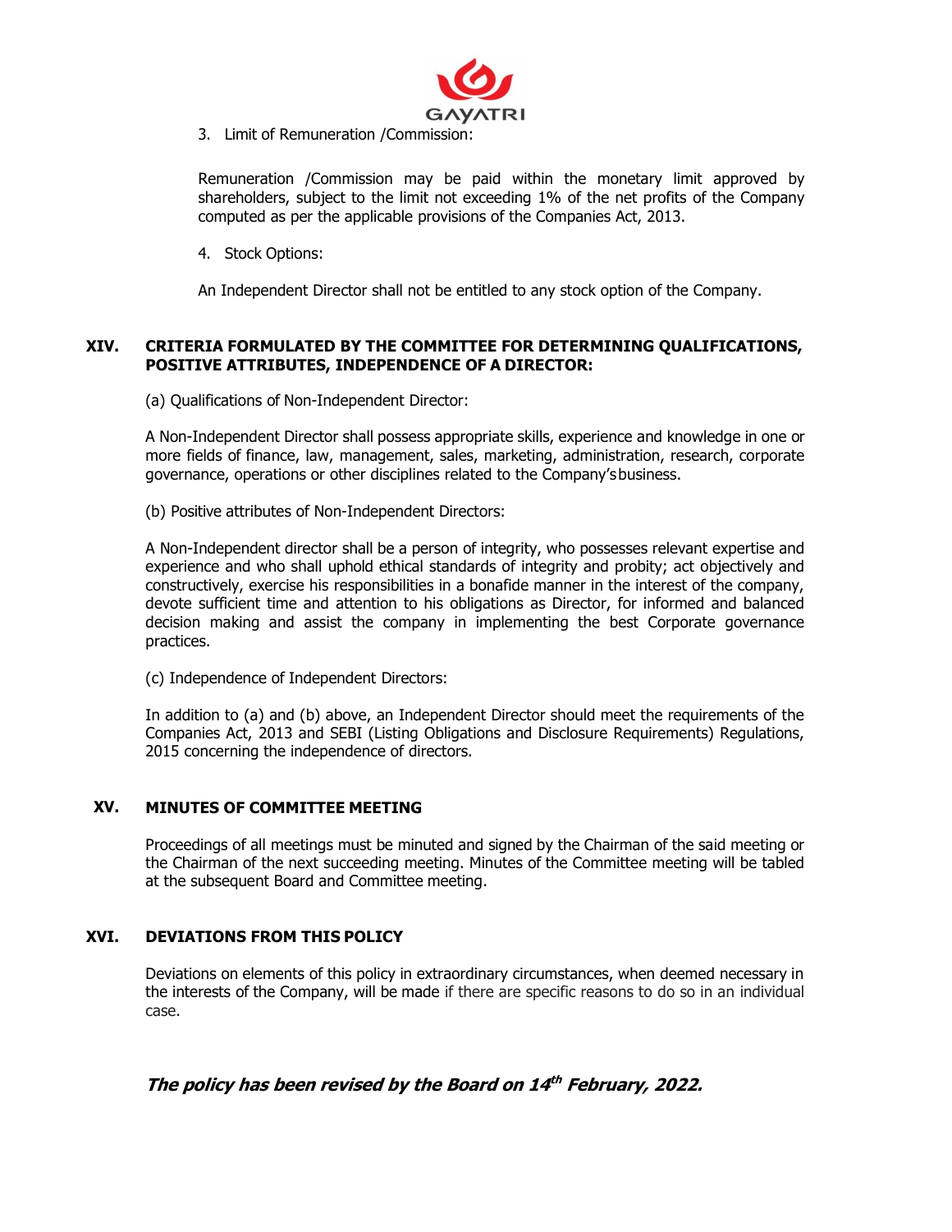3. Limit of Remuneration /Commission:

Remuneration /Commission may be paid within the monetary limit approved by shareholders, subject to the limit not exceeding 1% of the net profits of the Company computed as per the applicable provisions of the Companies Act, 2013.

4. Stock Options:

An Independent Director shall not be entitled to any stock option of the Company.

## XIV. CRITERIA FORMULATED BY THE COMMITTEE FOR DETERMINING QUALIFICATIONS, POSITIVE ATTRIBUTES, INDEPENDENCE OF A DIRECTOR:

(a) Qualifications of Non-Independent Director:

A Non-Independent Director shall possess appropriate skills, experience and knowledge in one or more fields of finance, law, management, sales, marketing, administration, research, corporate governance, operations or other disciplines related to the Company's business.

(b) Positive attributes of Non-Independent Directors:

A Non-Independent director shall be a person of integrity, who possesses relevant expertise and experience and who shall uphold ethical standards of integrity and probity; act objectively and constructively, exercise his responsibilities in a bonafide manner in the interest of the company, devote sufficient time and attention to his obligations as Director, for informed and balanced decision making and assist the company in implementing the best Corporate governance practices.

(c) Independence of Independent Directors:

In addition to (a) and (b) above, an Independent Director should meet the requirements of the Companies Act, 2013 and SEBI (Listing Obligations and Disclosure Requirements) Regulations, 2015 concerning the independence of directors.

## XV. MINUTES OF COMMITTEE MEETING

Proceedings of all meetings must be minuted and signed by the Chairman of the said meeting or the Chairman of the next succeeding meeting. Minutes of the Committee meeting will be tabled at the subsequent Board and Committee meeting.

## XVI. DEVIATIONS FROM THIS POLICY

Deviations on elements of this policy in extraordinary circumstances, when deemed necessary in the interests of the Company, will be made if there are specific reasons to do so in an individual case.

***The policy has been revised by the Board on 14th February, 2022.***